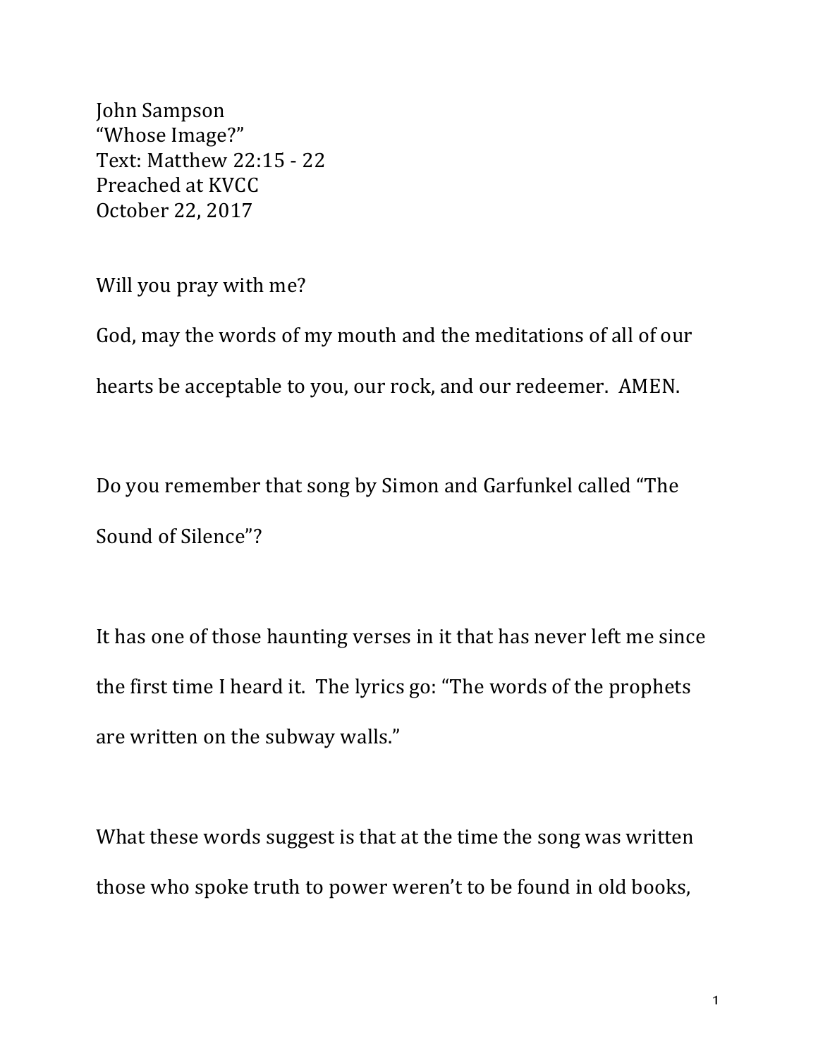John Sampson
“Whose Image?”
Text: Matthew 22:15 - 22
Preached at KVCC
October 22, 2017

Will you pray with me?

God, may the words of my mouth and the meditations of all of our hearts be acceptable to you, our rock, and our redeemer. AMEN.

Do you remember that song by Simon and Garfunkel called “The Sound of Silence”?

It has one of those haunting verses in it that has never left me since the first time I heard it. The lyrics go: “The words of the prophets are written on the subway walls.”

What these words suggest is that at the time the song was written those who spoke truth to power weren’t to be found in old books,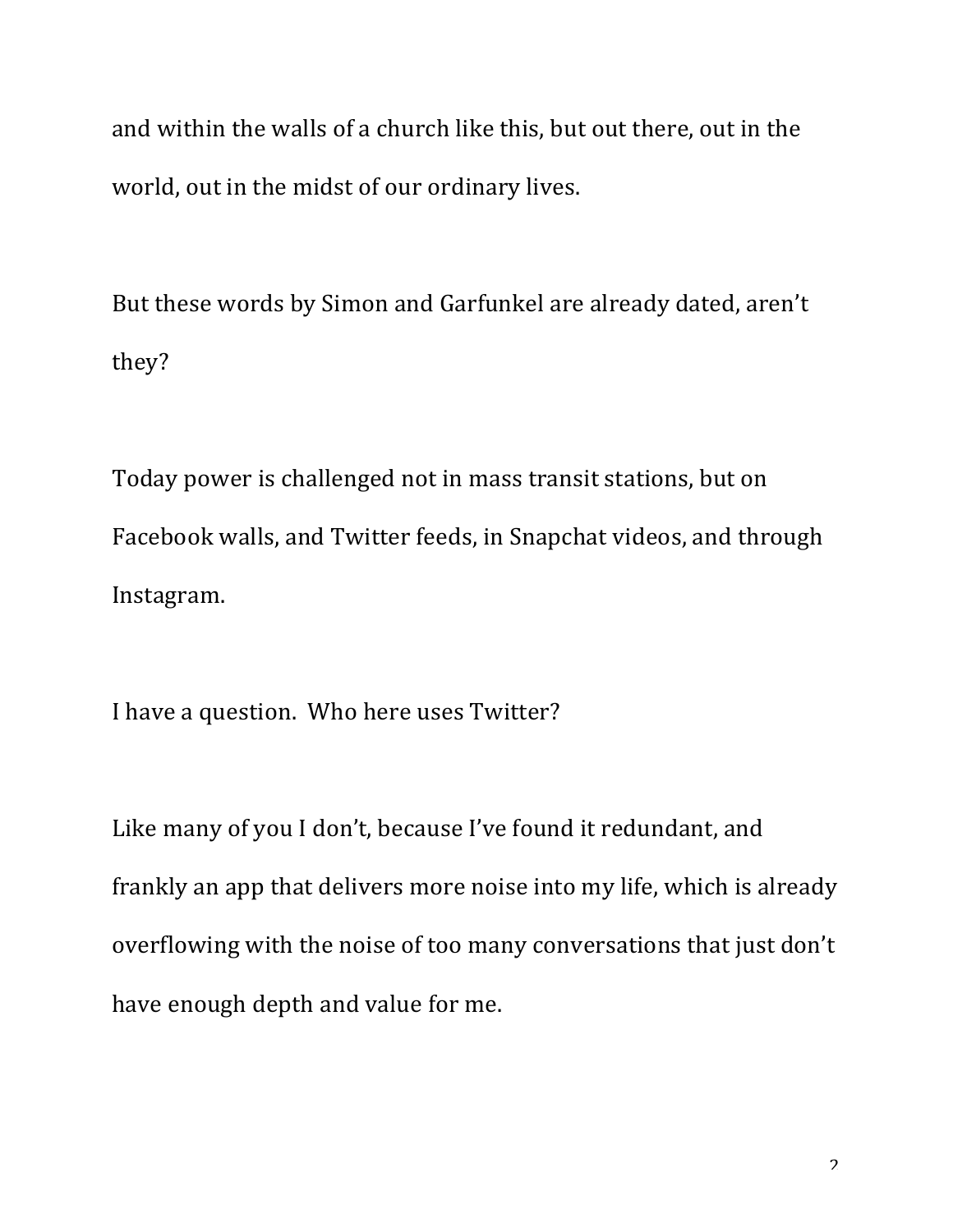and within the walls of a church like this, but out there, out in the world, out in the midst of our ordinary lives.

But these words by Simon and Garfunkel are already dated, aren't they?

Today power is challenged not in mass transit stations, but on Facebook walls, and Twitter feeds, in Snapchat videos, and through Instagram.

I have a question.  Who here uses Twitter?

Like many of you I don't, because I've found it redundant, and frankly an app that delivers more noise into my life, which is already overflowing with the noise of too many conversations that just don't have enough depth and value for me.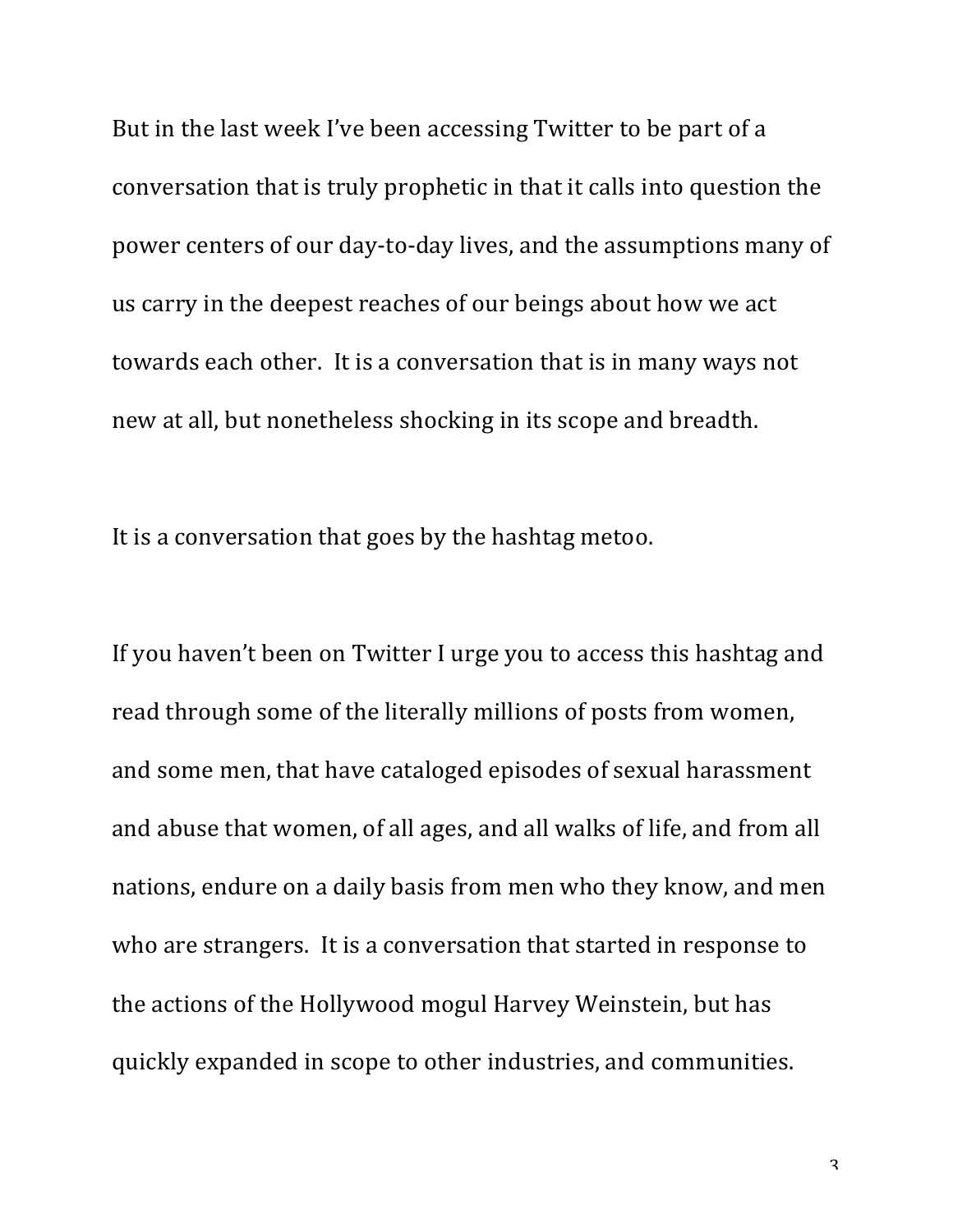But in the last week I've been accessing Twitter to be part of a conversation that is truly prophetic in that it calls into question the power centers of our day-to-day lives, and the assumptions many of us carry in the deepest reaches of our beings about how we act towards each other. It is a conversation that is in many ways not new at all, but nonetheless shocking in its scope and breadth.

It is a conversation that goes by the hashtag metoo.

If you haven't been on Twitter I urge you to access this hashtag and read through some of the literally millions of posts from women, and some men, that have cataloged episodes of sexual harassment and abuse that women, of all ages, and all walks of life, and from all nations, endure on a daily basis from men who they know, and men who are strangers. It is a conversation that started in response to the actions of the Hollywood mogul Harvey Weinstein, but has quickly expanded in scope to other industries, and communities.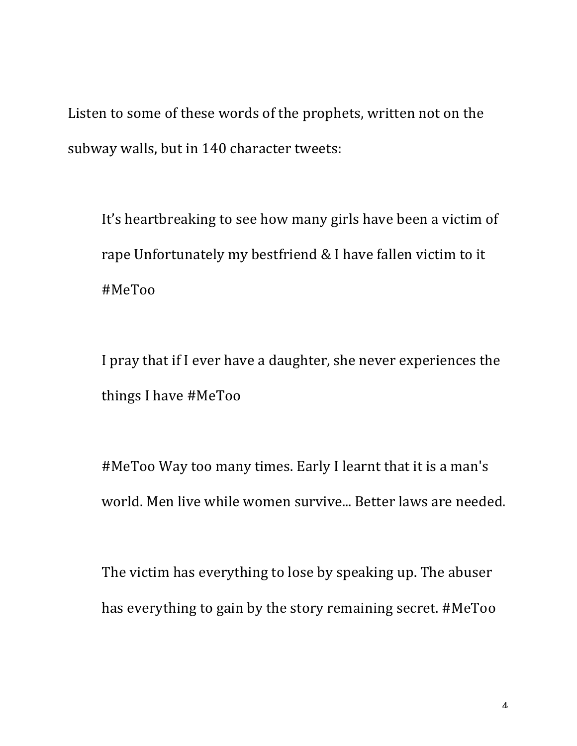Listen to some of these words of the prophets, written not on the subway walls, but in 140 character tweets:

> It's heartbreaking to see how many girls have been a victim of rape Unfortunately my bestfriend & I have fallen victim to it #MeToo

> I pray that if I ever have a daughter, she never experiences the things I have #MeToo

> #MeToo Way too many times. Early I learnt that it is a man's world. Men live while women survive... Better laws are needed.

> The victim has everything to lose by speaking up. The abuser has everything to gain by the story remaining secret. #MeToo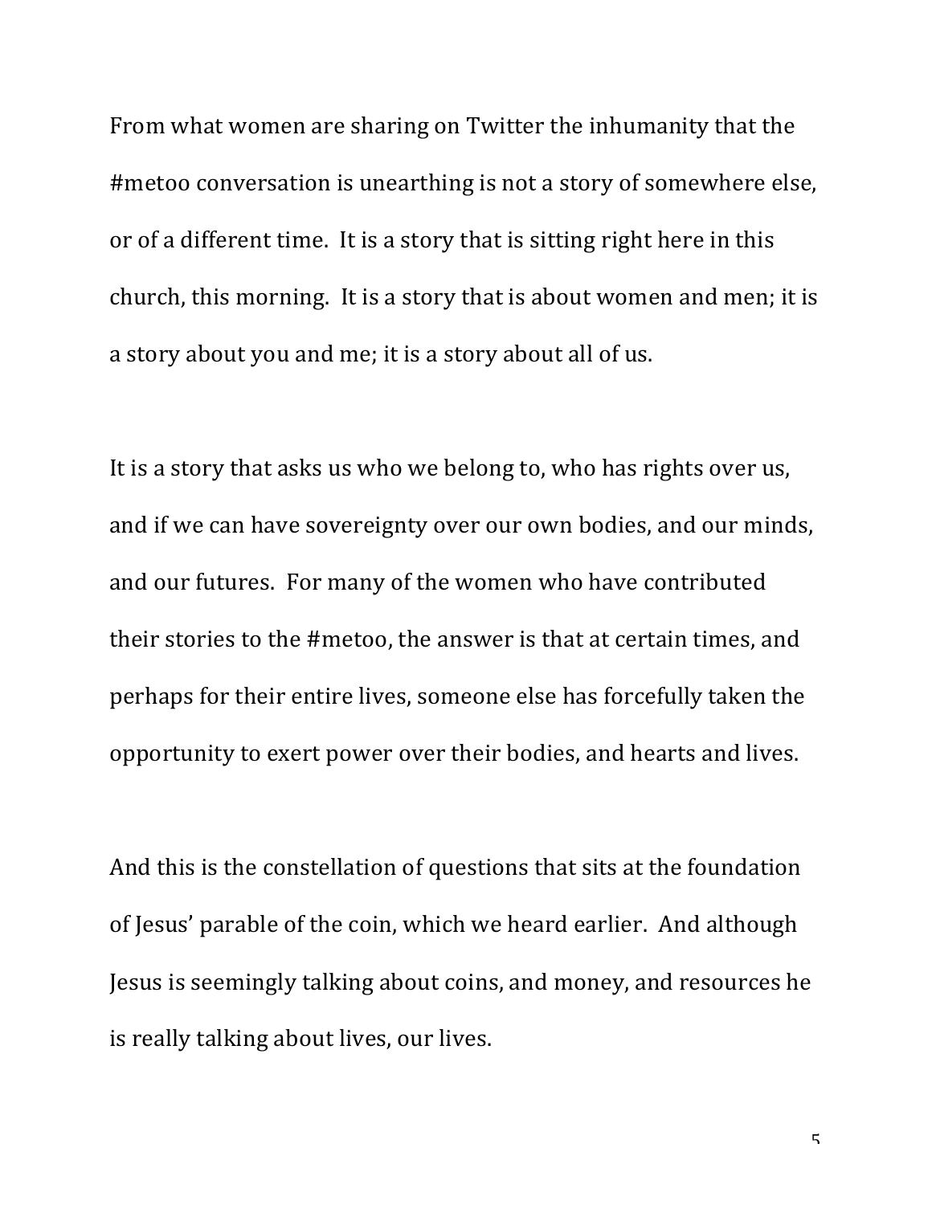From what women are sharing on Twitter the inhumanity that the #metoo conversation is unearthing is not a story of somewhere else, or of a different time. It is a story that is sitting right here in this church, this morning. It is a story that is about women and men; it is a story about you and me; it is a story about all of us.

It is a story that asks us who we belong to, who has rights over us, and if we can have sovereignty over our own bodies, and our minds, and our futures. For many of the women who have contributed their stories to the #metoo, the answer is that at certain times, and perhaps for their entire lives, someone else has forcefully taken the opportunity to exert power over their bodies, and hearts and lives.

And this is the constellation of questions that sits at the foundation of Jesus' parable of the coin, which we heard earlier. And although Jesus is seemingly talking about coins, and money, and resources he is really talking about lives, our lives.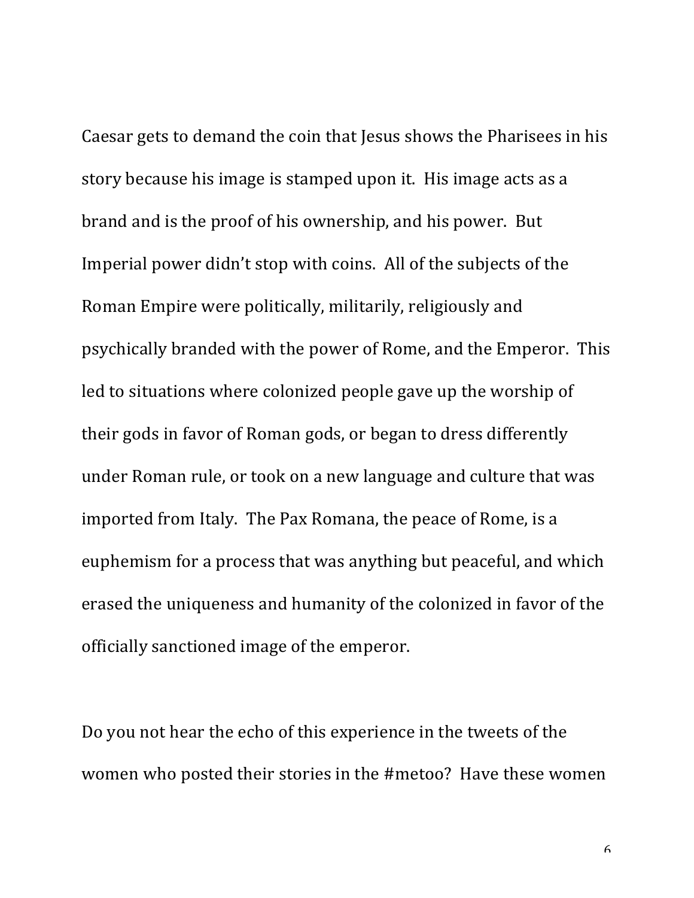Caesar gets to demand the coin that Jesus shows the Pharisees in his story because his image is stamped upon it. His image acts as a brand and is the proof of his ownership, and his power. But Imperial power didn't stop with coins. All of the subjects of the Roman Empire were politically, militarily, religiously and psychically branded with the power of Rome, and the Emperor. This led to situations where colonized people gave up the worship of their gods in favor of Roman gods, or began to dress differently under Roman rule, or took on a new language and culture that was imported from Italy. The Pax Romana, the peace of Rome, is a euphemism for a process that was anything but peaceful, and which erased the uniqueness and humanity of the colonized in favor of the officially sanctioned image of the emperor.

Do you not hear the echo of this experience in the tweets of the women who posted their stories in the #metoo? Have these women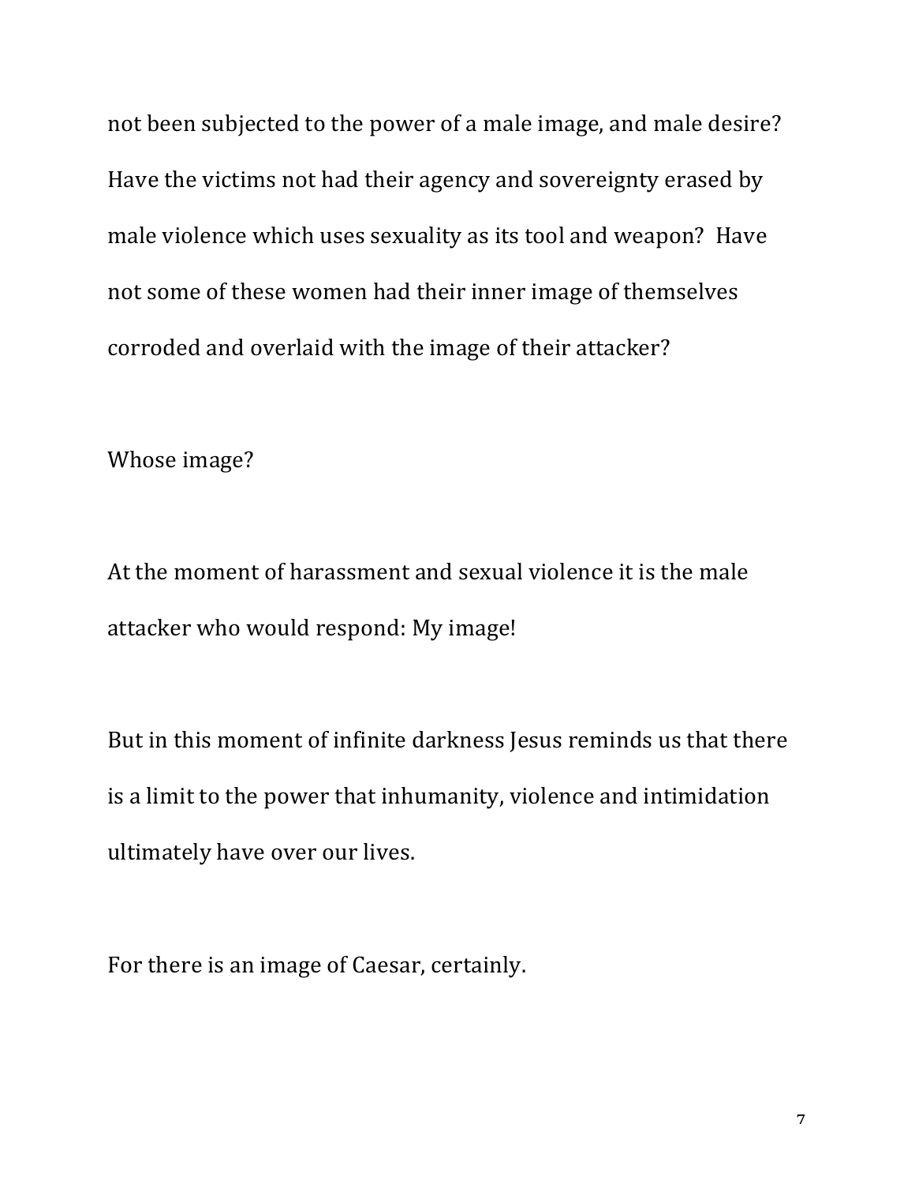not been subjected to the power of a male image, and male desire? Have the victims not had their agency and sovereignty erased by male violence which uses sexuality as its tool and weapon? Have not some of these women had their inner image of themselves corroded and overlaid with the image of their attacker?

Whose image?

At the moment of harassment and sexual violence it is the male attacker who would respond: My image!

But in this moment of infinite darkness Jesus reminds us that there is a limit to the power that inhumanity, violence and intimidation ultimately have over our lives.

For there is an image of Caesar, certainly.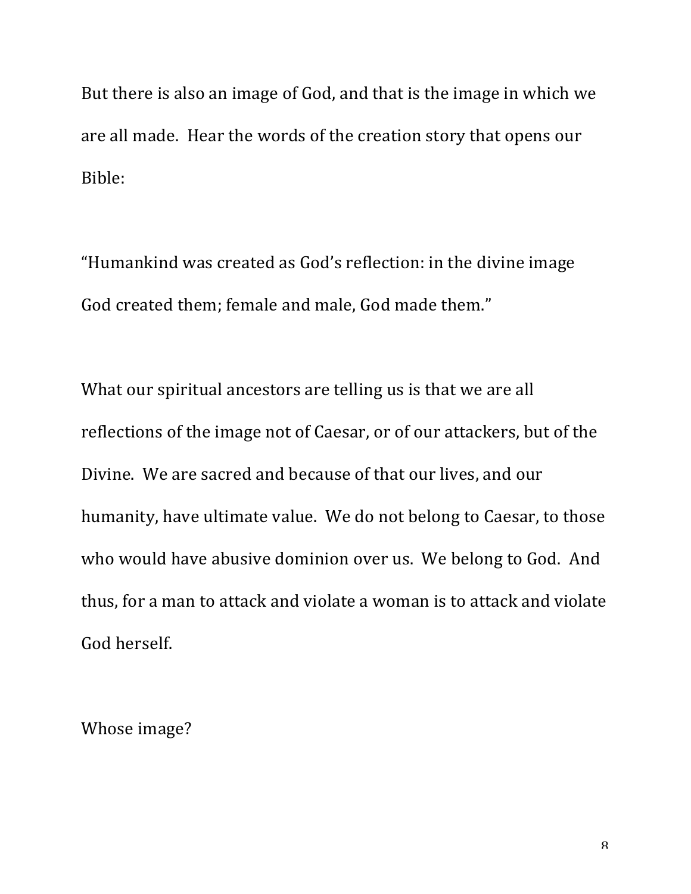But there is also an image of God, and that is the image in which we are all made. Hear the words of the creation story that opens our Bible:

"Humankind was created as God's reflection: in the divine image God created them; female and male, God made them."

What our spiritual ancestors are telling us is that we are all reflections of the image not of Caesar, or of our attackers, but of the Divine. We are sacred and because of that our lives, and our humanity, have ultimate value. We do not belong to Caesar, to those who would have abusive dominion over us. We belong to God. And thus, for a man to attack and violate a woman is to attack and violate God herself.

Whose image?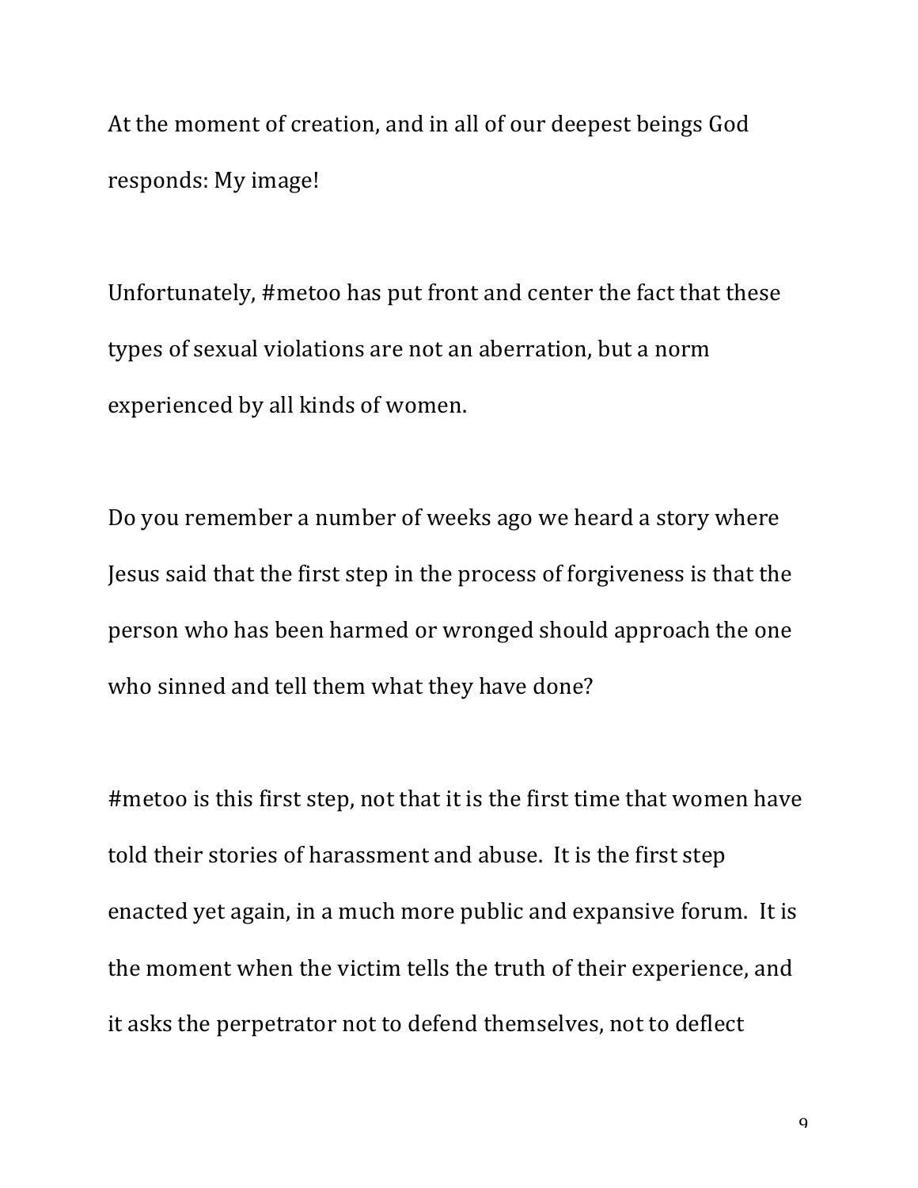At the moment of creation, and in all of our deepest beings God responds: My image!

Unfortunately, #metoo has put front and center the fact that these types of sexual violations are not an aberration, but a norm experienced by all kinds of women.

Do you remember a number of weeks ago we heard a story where Jesus said that the first step in the process of forgiveness is that the person who has been harmed or wronged should approach the one who sinned and tell them what they have done?

#metoo is this first step, not that it is the first time that women have told their stories of harassment and abuse. It is the first step enacted yet again, in a much more public and expansive forum. It is the moment when the victim tells the truth of their experience, and it asks the perpetrator not to defend themselves, not to deflect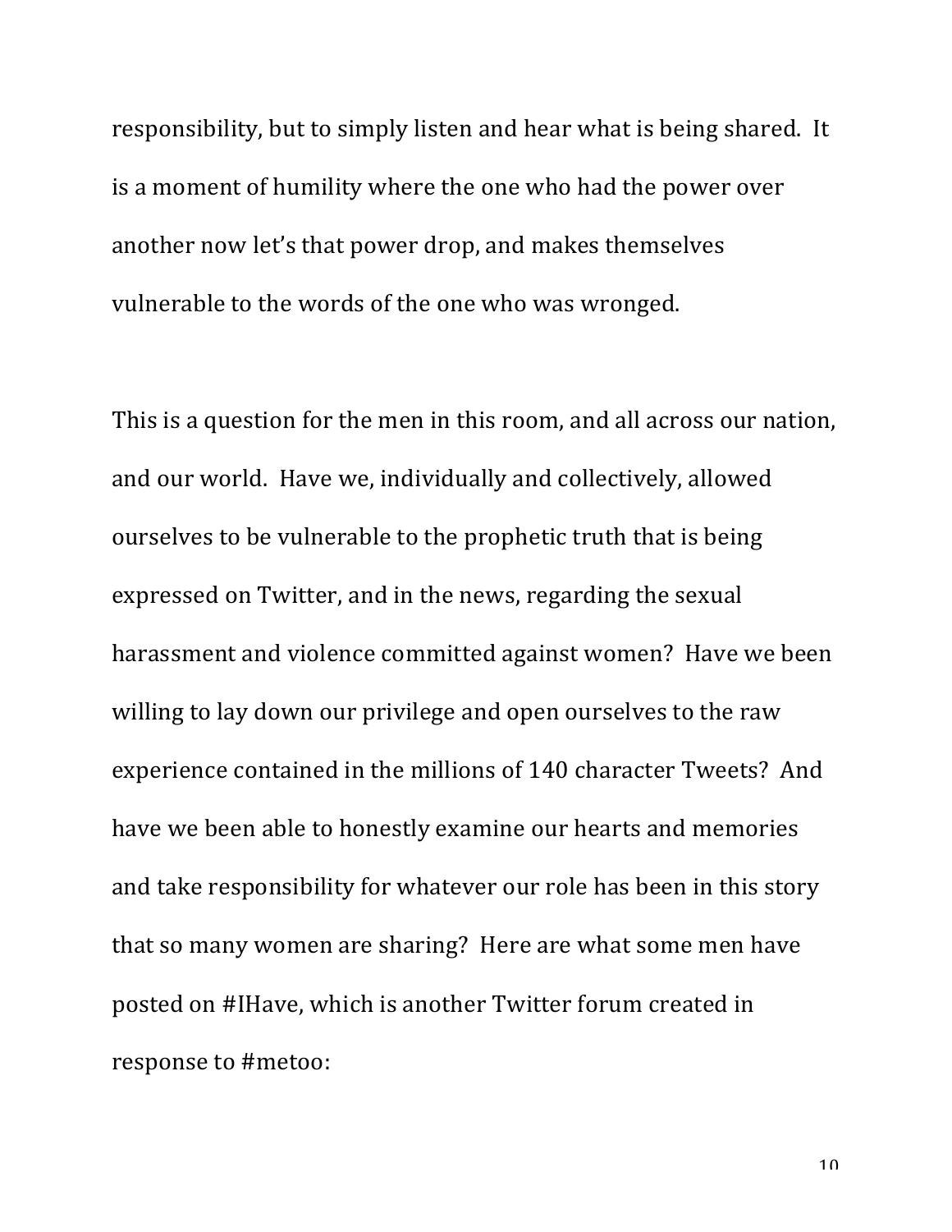responsibility, but to simply listen and hear what is being shared. It is a moment of humility where the one who had the power over another now let's that power drop, and makes themselves vulnerable to the words of the one who was wronged.

This is a question for the men in this room, and all across our nation, and our world. Have we, individually and collectively, allowed ourselves to be vulnerable to the prophetic truth that is being expressed on Twitter, and in the news, regarding the sexual harassment and violence committed against women? Have we been willing to lay down our privilege and open ourselves to the raw experience contained in the millions of 140 character Tweets? And have we been able to honestly examine our hearts and memories and take responsibility for whatever our role has been in this story that so many women are sharing? Here are what some men have posted on #IHave, which is another Twitter forum created in response to #metoo: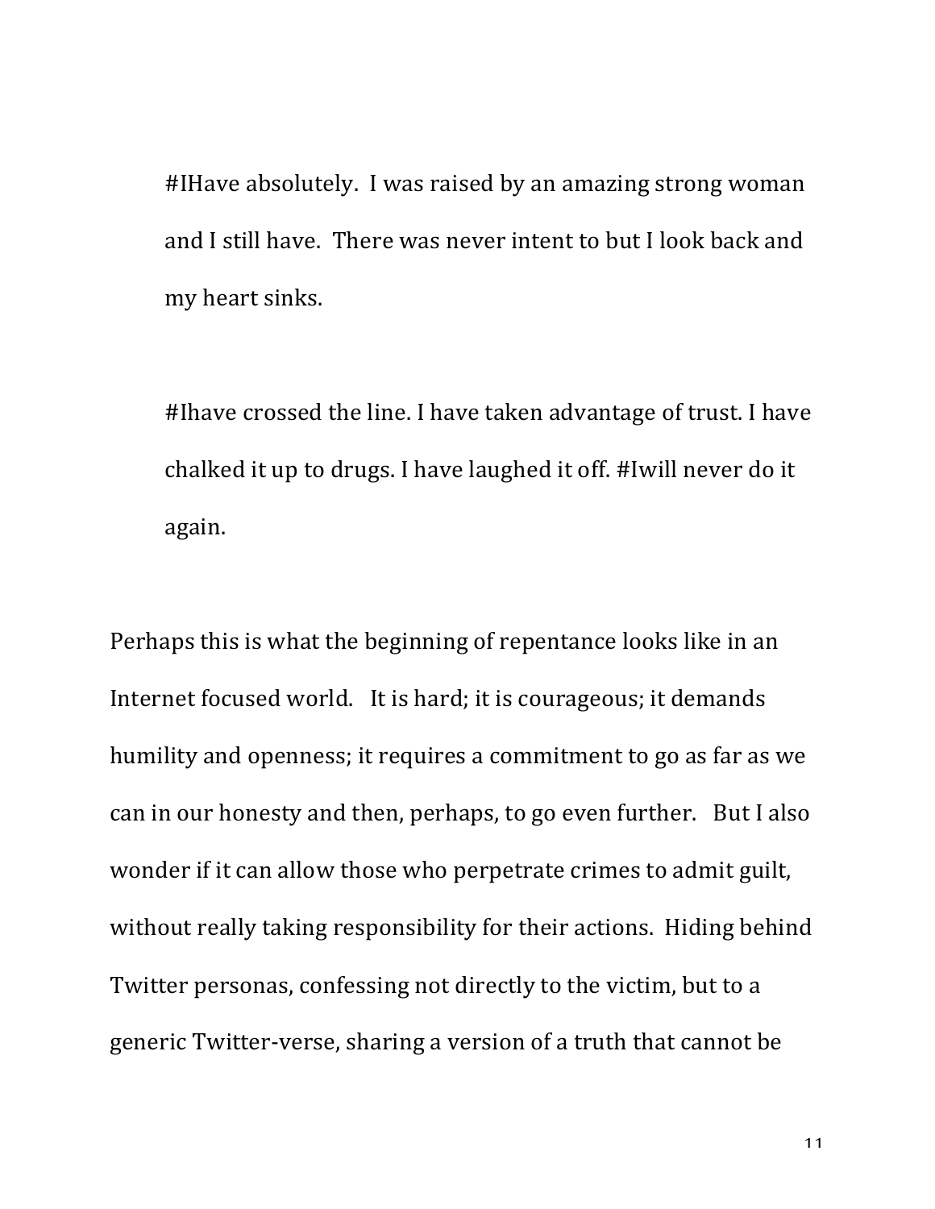> #IHave absolutely. I was raised by an amazing strong woman and I still have. There was never intent to but I look back and my heart sinks.
>
> #Ihave crossed the line. I have taken advantage of trust. I have chalked it up to drugs. I have laughed it off. #Iwill never do it again.

Perhaps this is what the beginning of repentance looks like in an Internet focused world. It is hard; it is courageous; it demands humility and openness; it requires a commitment to go as far as we can in our honesty and then, perhaps, to go even further. But I also wonder if it can allow those who perpetrate crimes to admit guilt, without really taking responsibility for their actions. Hiding behind Twitter personas, confessing not directly to the victim, but to a generic Twitter-verse, sharing a version of a truth that cannot be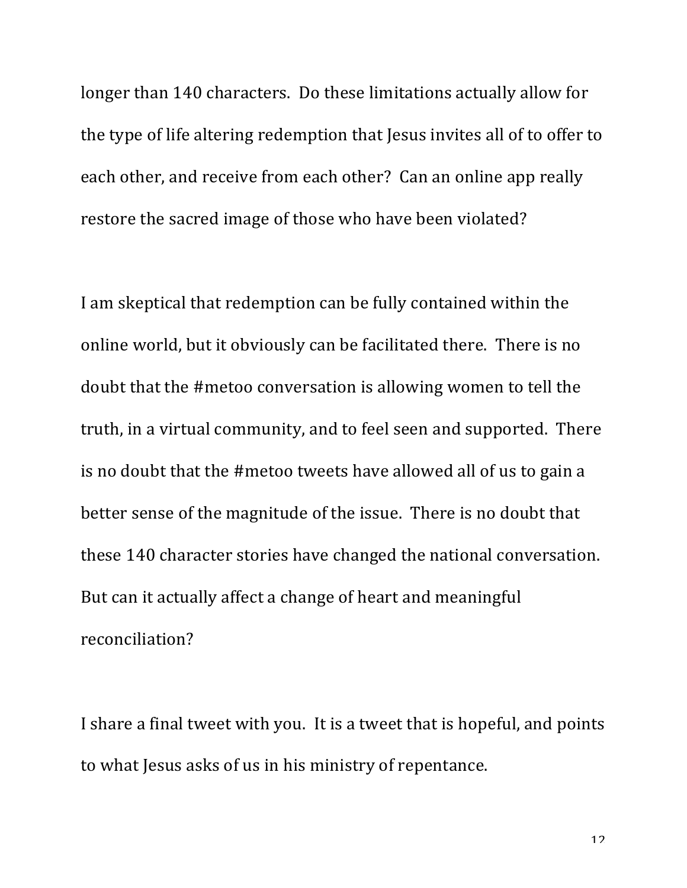longer than 140 characters. Do these limitations actually allow for the type of life altering redemption that Jesus invites all of to offer to each other, and receive from each other? Can an online app really restore the sacred image of those who have been violated?

I am skeptical that redemption can be fully contained within the online world, but it obviously can be facilitated there. There is no doubt that the #metoo conversation is allowing women to tell the truth, in a virtual community, and to feel seen and supported. There is no doubt that the #metoo tweets have allowed all of us to gain a better sense of the magnitude of the issue. There is no doubt that these 140 character stories have changed the national conversation. But can it actually affect a change of heart and meaningful reconciliation?

I share a final tweet with you. It is a tweet that is hopeful, and points to what Jesus asks of us in his ministry of repentance.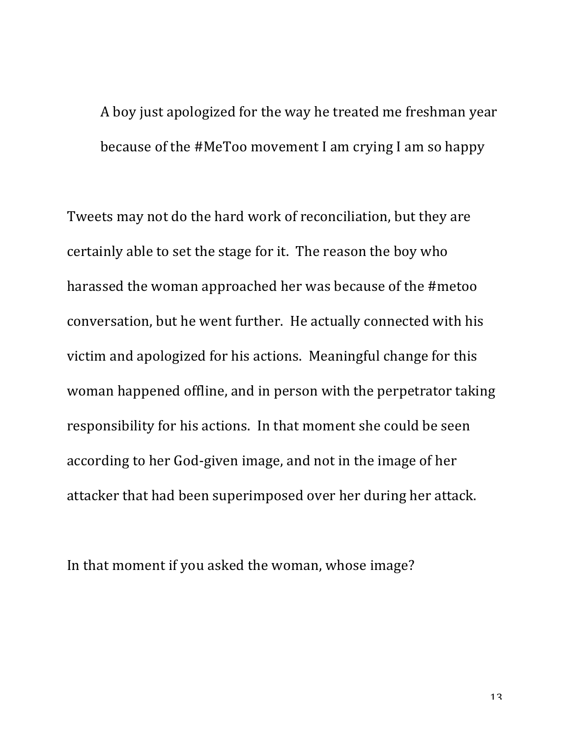> A boy just apologized for the way he treated me freshman year because of the #MeToo movement I am crying I am so happy

Tweets may not do the hard work of reconciliation, but they are certainly able to set the stage for it. The reason the boy who harassed the woman approached her was because of the #metoo conversation, but he went further. He actually connected with his victim and apologized for his actions. Meaningful change for this woman happened offline, and in person with the perpetrator taking responsibility for his actions. In that moment she could be seen according to her God-given image, and not in the image of her attacker that had been superimposed over her during her attack.

In that moment if you asked the woman, whose image?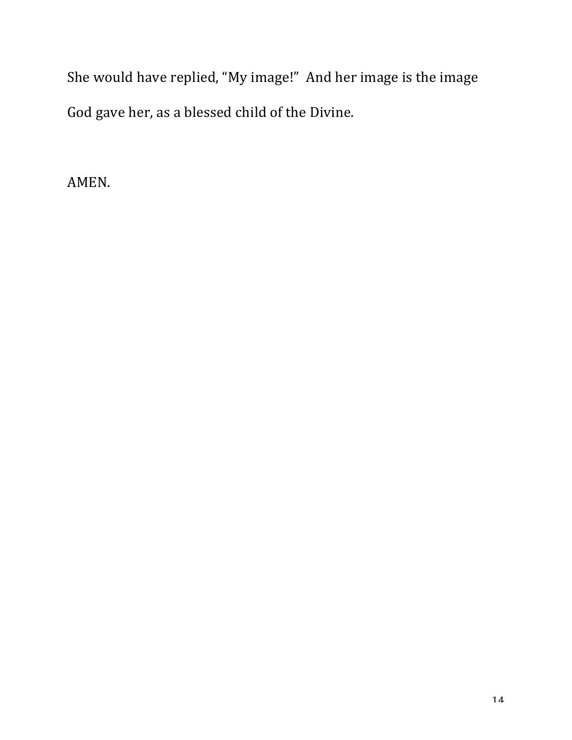She would have replied, “My image!” And her image is the image God gave her, as a blessed child of the Divine.

AMEN.